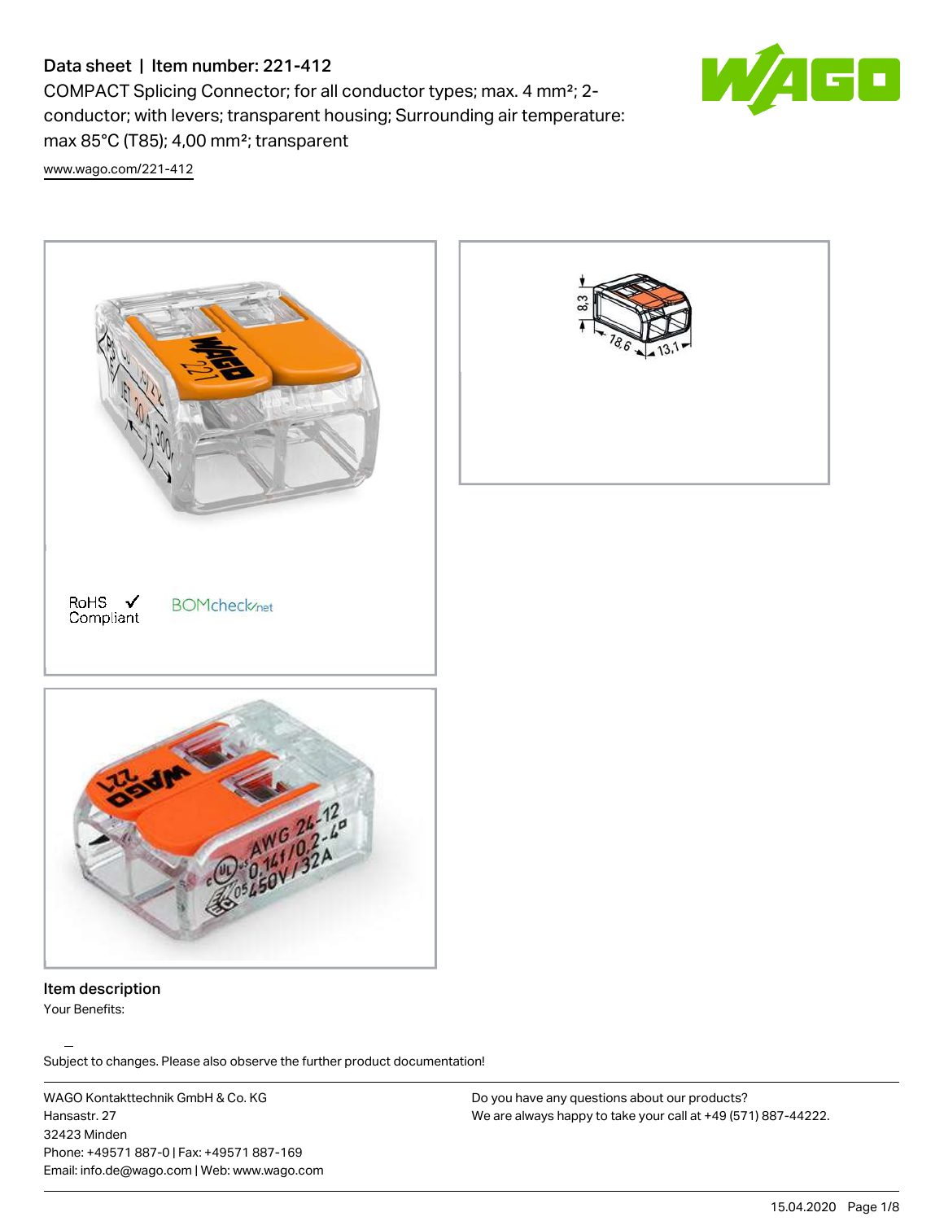# Data sheet | Item number: 221-412

COMPACT Splicing Connector; for all conductor types; max. 4 mm²; 2-conductor; with levers; transparent housing; Surrounding air temperature: max 85°C (T85); 4,00 mm²; transparent

www.wago.com/221-412

RoHS Compliant ✓

BOMcheck.net

## Item description

Your Benefits:

Subject to changes. Please also observe the further product documentation!

WAGO Kontakttechnik GmbH & Co. KG
Hansastr. 27
32423 Minden
Phone: +49571 887-0 | Fax: +49571 887-169
Email: info.de@wago.com | Web: www.wago.com

Do you have any questions about our products?
We are always happy to take your call at +49 (571) 887-44222.

15.04.2020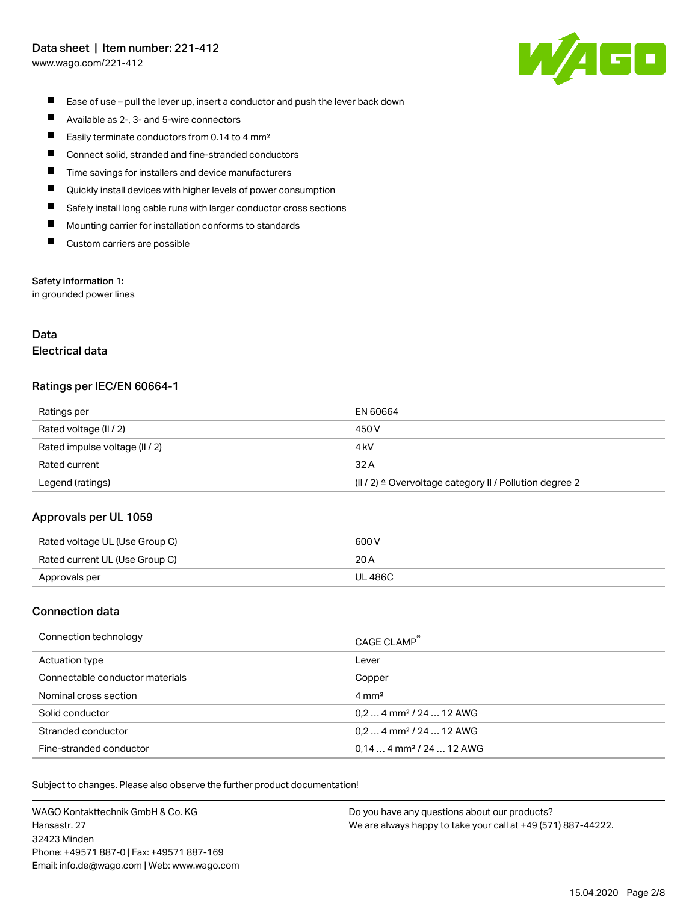- Ease of use – pull the lever up, insert a conductor and push the lever back down
- Available as 2-, 3- and 5-wire connectors
- Easily terminate conductors from 0.14 to 4 mm²
- Connect solid, stranded and fine-stranded conductors
- Time savings for installers and device manufacturers
- Quickly install devices with higher levels of power consumption
- Safely install long cable runs with larger conductor cross sections
- Mounting carrier for installation conforms to standards
- Custom carriers are possible

**Safety information 1:**
in grounded power lines

## Data
### Electrical data

### Ratings per IEC/EN 60664-1

| | |
|---|---|
| Ratings per | EN 60664 |
| Rated voltage (II / 2) | 450 V |
| Rated impulse voltage (II / 2) | 4 kV |
| Rated current | 32 A |
| Legend (ratings) | (II / 2) ≙ Overvoltage category II / Pollution degree 2 |

### Approvals per UL 1059

| | |
|---|---|
| Rated voltage UL (Use Group C) | 600 V |
| Rated current UL (Use Group C) | 20 A |
| Approvals per | UL 486C |

### Connection data

| | |
|---|---|
| Connection technology | CAGE CLAMP® |
| Actuation type | Lever |
| Connectable conductor materials | Copper |
| Nominal cross section | 4 mm² |
| Solid conductor | 0,2 … 4 mm² / 24 … 12 AWG |
| Stranded conductor | 0,2 … 4 mm² / 24 … 12 AWG |
| Fine-stranded conductor | 0,14 … 4 mm² / 24 … 12 AWG |

Subject to changes. Please also observe the further product documentation!

WAGO Kontakttechnik GmbH & Co. KG
Hansastr. 27
32423 Minden
Phone: +49571 887-0 | Fax: +49571 887-169
Email: info.de@wago.com | Web: www.wago.com

Do you have any questions about our products?
We are always happy to take your call at +49 (571) 887-44222.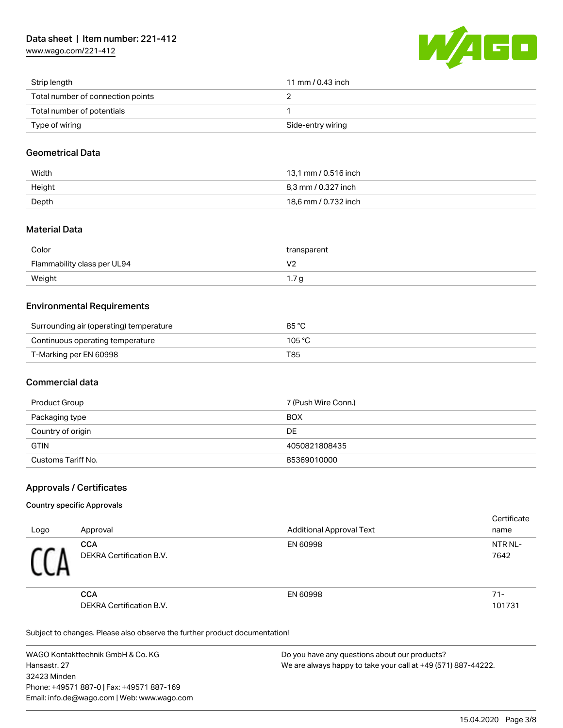| | |
|---|---|
| Strip length | 11 mm / 0.43 inch |
| Total number of connection points | 2 |
| Total number of potentials | 1 |
| Type of wiring | Side-entry wiring |

## Geometrical Data

| | |
|---|---|
| Width | 13,1 mm / 0.516 inch |
| Height | 8,3 mm / 0.327 inch |
| Depth | 18,6 mm / 0.732 inch |

## Material Data

| | |
|---|---|
| Color | transparent |
| Flammability class per UL94 | V2 |
| Weight | 1.7 g |

## Environmental Requirements

| | |
|---|---|
| Surrounding air (operating) temperature | 85 °C |
| Continuous operating temperature | 105 °C |
| T-Marking per EN 60998 | T85 |

## Commercial data

| | |
|---|---|
| Product Group | 7 (Push Wire Conn.) |
| Packaging type | BOX |
| Country of origin | DE |
| GTIN | 4050821808435 |
| Customs Tariff No. | 85369010000 |

## Approvals / Certificates

### Country specific Approvals

| Logo | Approval | Additional Approval Text | Certificate name |
|---|---|---|---|
| CCA | **CCA**<br>DEKRA Certification B.V. | EN 60998 | NTR NL-7642 |
| | **CCA**<br>DEKRA Certification B.V. | EN 60998 | 71-101731 |

Subject to changes. Please also observe the further product documentation!

WAGO Kontakttechnik GmbH & Co. KG
Hansastr. 27
32423 Minden
Phone: +49571 887-0 | Fax: +49571 887-169
Email: info.de@wago.com | Web: www.wago.com

Do you have any questions about our products?
We are always happy to take your call at +49 (571) 887-44222.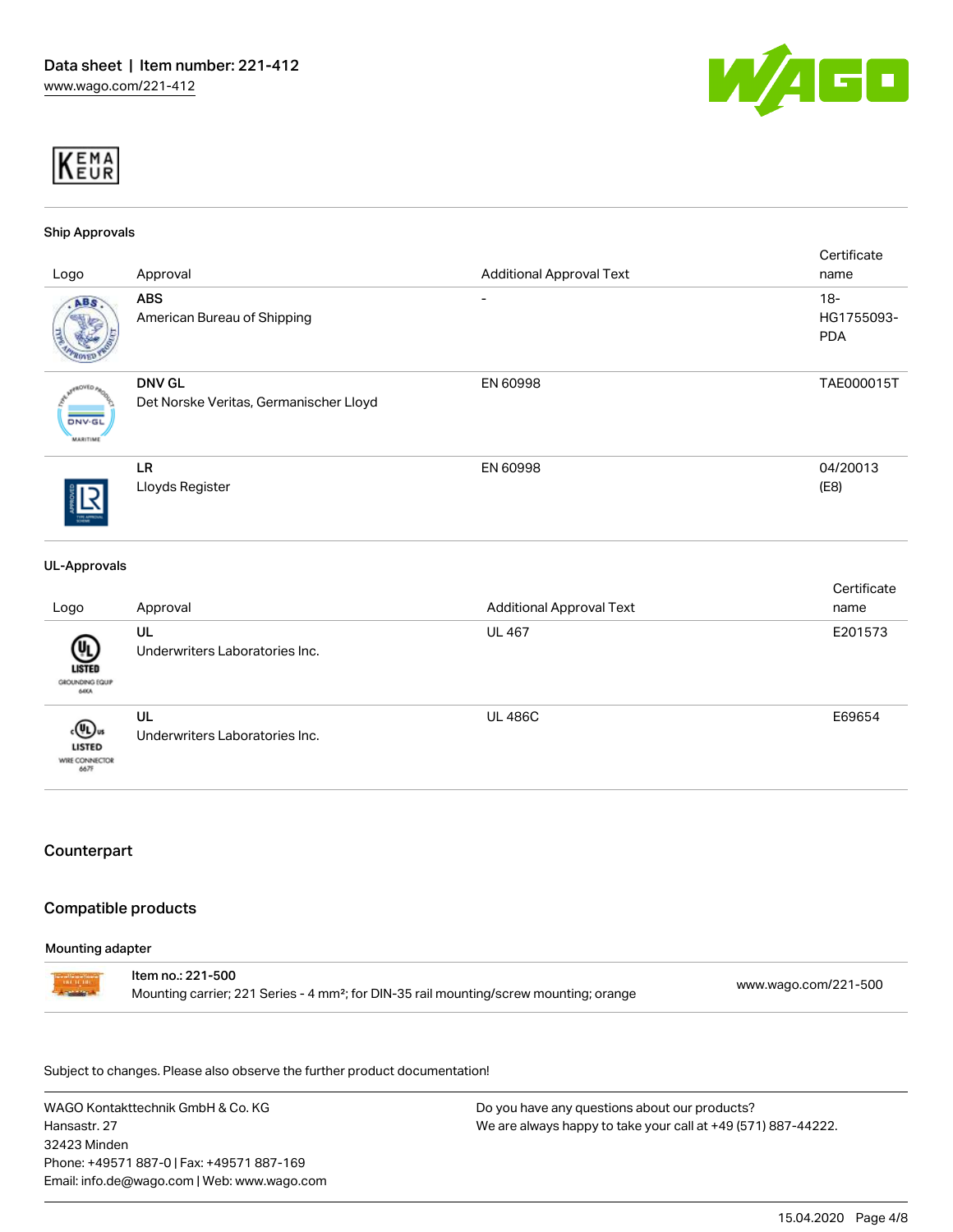KEMA EUR

### Ship Approvals

| Logo | Approval | Additional Approval Text | Certificate name |
| --- | --- | --- | --- |
| | **ABS** American Bureau of Shipping | - | 18-HG1755093-PDA |
| | **DNV GL** Det Norske Veritas, Germanischer Lloyd | EN 60998 | TAE000015T |
| | **LR** Lloyds Register | EN 60998 | 04/20013 (E8) |

### UL-Approvals

| Logo | Approval | Additional Approval Text | Certificate name |
| --- | --- | --- | --- |
| | **UL** Underwriters Laboratories Inc. | UL 467 | E201573 |
| | **UL** Underwriters Laboratories Inc. | UL 486C | E69654 |

## Counterpart

## Compatible products

### Mounting adapter

| | | |
| --- | --- | --- |
| | **Item no.: 221-500** Mounting carrier; 221 Series - 4 mm²; for DIN-35 rail mounting/screw mounting; orange | www.wago.com/221-500 |

Subject to changes. Please also observe the further product documentation!

WAGO Kontakttechnik GmbH & Co. KG
Hansastr. 27
32423 Minden
Phone: +49571 887-0 | Fax: +49571 887-169
Email: info.de@wago.com | Web: www.wago.com

Do you have any questions about our products?
We are always happy to take your call at +49 (571) 887-44222.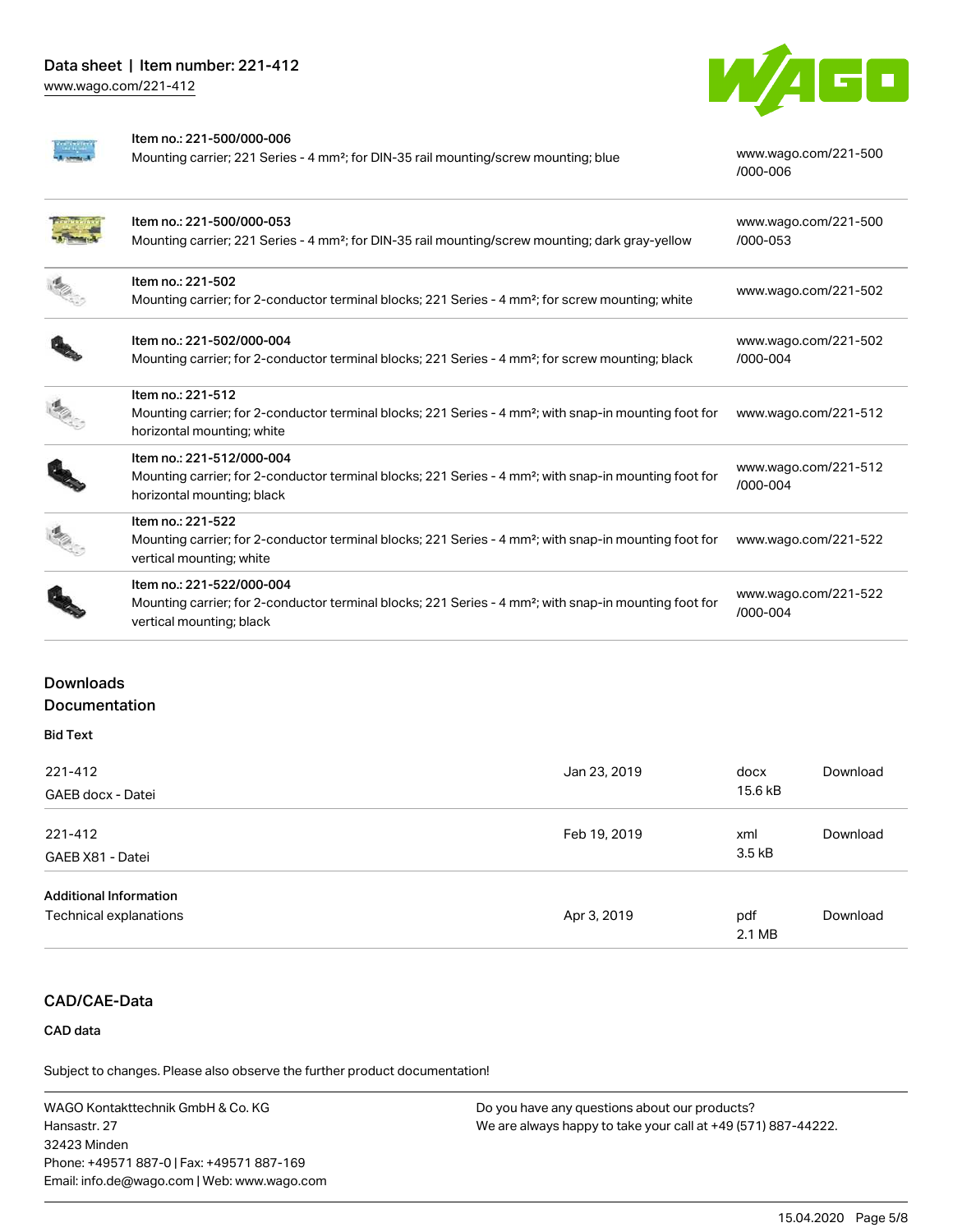| Item | Description | Link |
| --- | --- | --- |
| Item no.: 221-500/000-006 | Mounting carrier; 221 Series - 4 mm²; for DIN-35 rail mounting/screw mounting; blue | www.wago.com/221-500/000-006 |
| Item no.: 221-500/000-053 | Mounting carrier; 221 Series - 4 mm²; for DIN-35 rail mounting/screw mounting; dark gray-yellow | www.wago.com/221-500/000-053 |
| Item no.: 221-502 | Mounting carrier; for 2-conductor terminal blocks; 221 Series - 4 mm²; for screw mounting; white | www.wago.com/221-502 |
| Item no.: 221-502/000-004 | Mounting carrier; for 2-conductor terminal blocks; 221 Series - 4 mm²; for screw mounting; black | www.wago.com/221-502/000-004 |
| Item no.: 221-512 | Mounting carrier; for 2-conductor terminal blocks; 221 Series - 4 mm²; with snap-in mounting foot for horizontal mounting; white | www.wago.com/221-512 |
| Item no.: 221-512/000-004 | Mounting carrier; for 2-conductor terminal blocks; 221 Series - 4 mm²; with snap-in mounting foot for horizontal mounting; black | www.wago.com/221-512/000-004 |
| Item no.: 221-522 | Mounting carrier; for 2-conductor terminal blocks; 221 Series - 4 mm²; with snap-in mounting foot for vertical mounting; white | www.wago.com/221-522 |
| Item no.: 221-522/000-004 | Mounting carrier; for 2-conductor terminal blocks; 221 Series - 4 mm²; with snap-in mounting foot for vertical mounting; black | www.wago.com/221-522/000-004 |

## Downloads
## Documentation

**Bid Text**

| | | | |
| --- | --- | --- | --- |
| 221-412<br>GAEB docx - Datei | Jan 23, 2019 | docx<br>15.6 kB | Download |
| 221-412<br>GAEB X81 - Datei | Feb 19, 2019 | xml<br>3.5 kB | Download |

**Additional Information**

| | | | |
| --- | --- | --- | --- |
| Technical explanations | Apr 3, 2019 | pdf<br>2.1 MB | Download |

## CAD/CAE-Data

**CAD data**

Subject to changes. Please also observe the further product documentation!

WAGO Kontakttechnik GmbH & Co. KG
Hansastr. 27
32423 Minden
Phone: +49571 887-0 | Fax: +49571 887-169
Email: info.de@wago.com | Web: www.wago.com

Do you have any questions about our products?
We are always happy to take your call at +49 (571) 887-44222.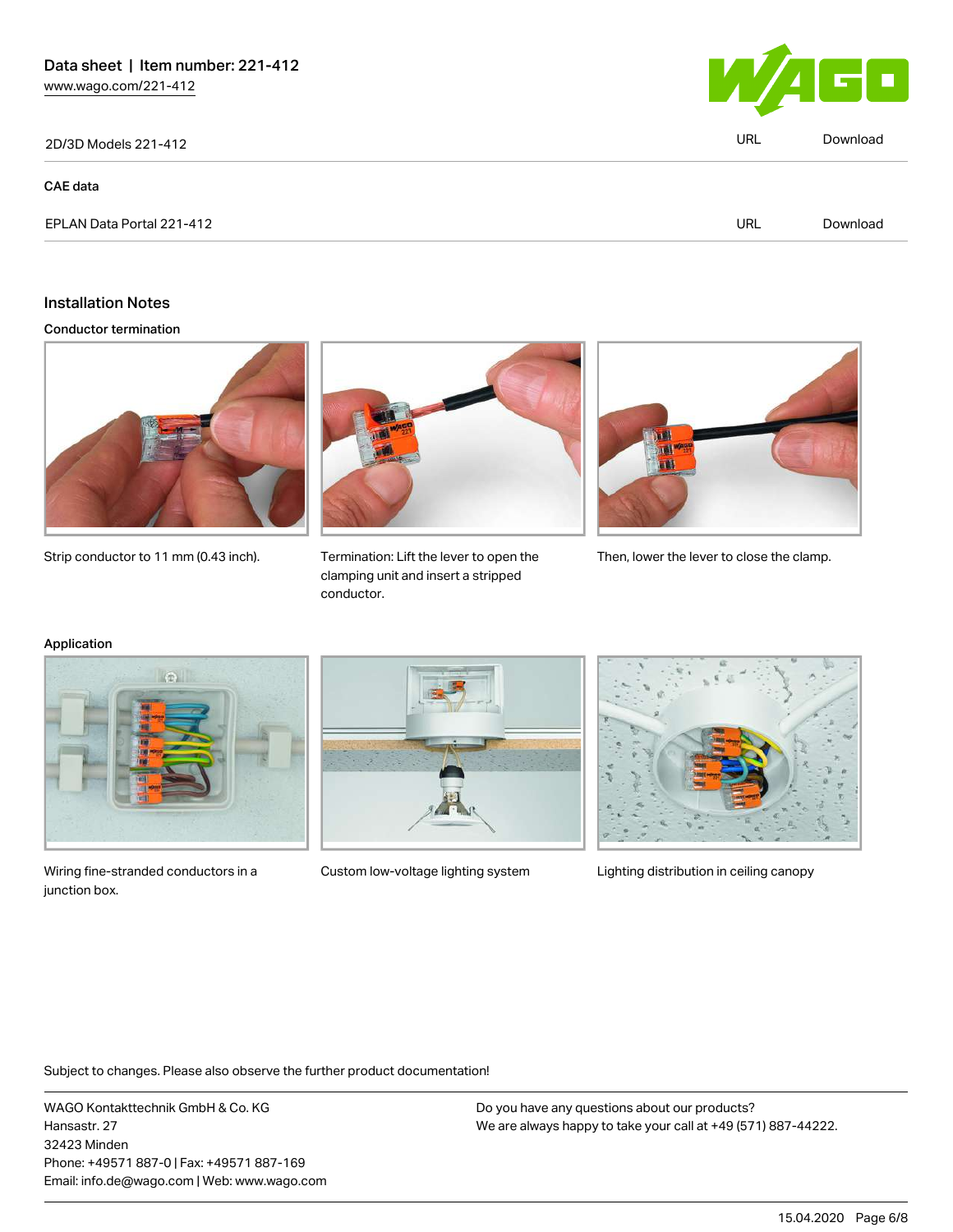| 2D/3D Models 221-412 | URL | Download |
| --- | --- | --- |

### CAE data

| EPLAN Data Portal 221-412 | URL | Download |
| --- | --- | --- |

## Installation Notes

### Conductor termination

Strip conductor to 11 mm (0.43 inch).

Termination: Lift the lever to open the clamping unit and insert a stripped conductor.

Then, lower the lever to close the clamp.

### Application

Wiring fine-stranded conductors in a junction box.

Custom low-voltage lighting system

Lighting distribution in ceiling canopy

Subject to changes. Please also observe the further product documentation!

WAGO Kontakttechnik GmbH & Co. KG
Hansastr. 27
32423 Minden
Phone: +49571 887-0 | Fax: +49571 887-169
Email: info.de@wago.com | Web: www.wago.com

Do you have any questions about our products?
We are always happy to take your call at +49 (571) 887-44222.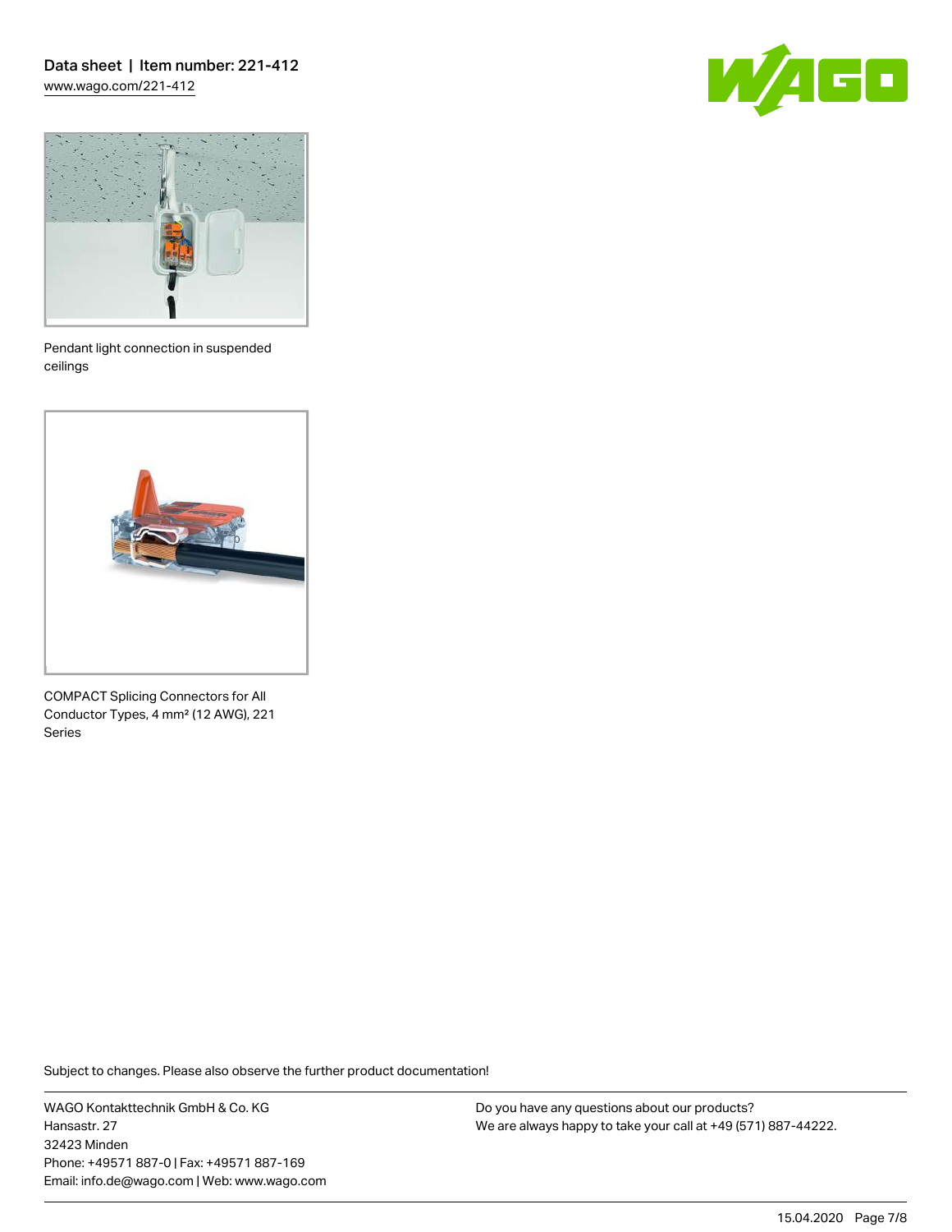Pendant light connection in suspended ceilings

COMPACT Splicing Connectors for All Conductor Types, 4 mm² (12 AWG), 221 Series

Subject to changes. Please also observe the further product documentation!

WAGO Kontakttechnik GmbH & Co. KG
Hansastr. 27
32423 Minden
Phone: +49571 887-0 | Fax: +49571 887-169
Email: info.de@wago.com | Web: www.wago.com

Do you have any questions about our products?
We are always happy to take your call at +49 (571) 887-44222.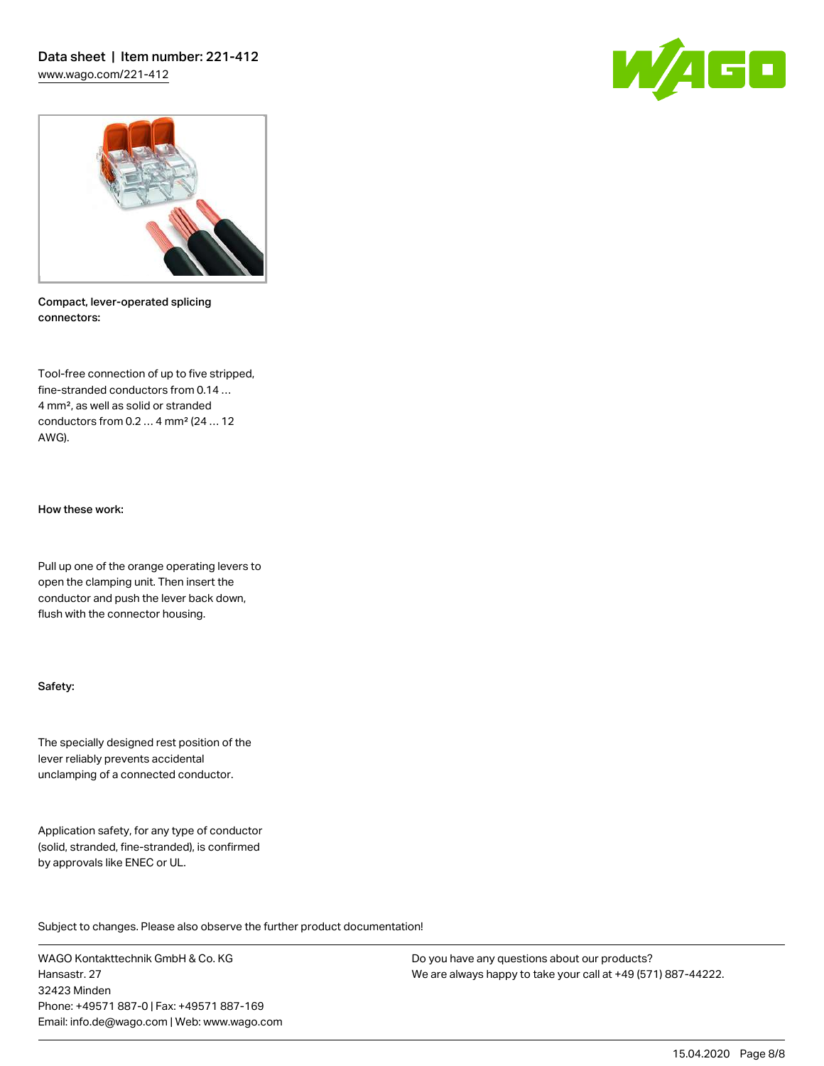Compact, lever-operated splicing connectors:

Tool-free connection of up to five stripped, fine-stranded conductors from 0.14 … 4 mm², as well as solid or stranded conductors from 0.2 … 4 mm² (24 … 12 AWG).

How these work:

Pull up one of the orange operating levers to open the clamping unit. Then insert the conductor and push the lever back down, flush with the connector housing.

Safety:

The specially designed rest position of the lever reliably prevents accidental unclamping of a connected conductor.

Application safety, for any type of conductor (solid, stranded, fine-stranded), is confirmed by approvals like ENEC or UL.

Subject to changes. Please also observe the further product documentation!

WAGO Kontakttechnik GmbH & Co. KG
Hansastr. 27
32423 Minden
Phone: +49571 887-0 | Fax: +49571 887-169
Email: info.de@wago.com | Web: www.wago.com

Do you have any questions about our products?
We are always happy to take your call at +49 (571) 887-44222.